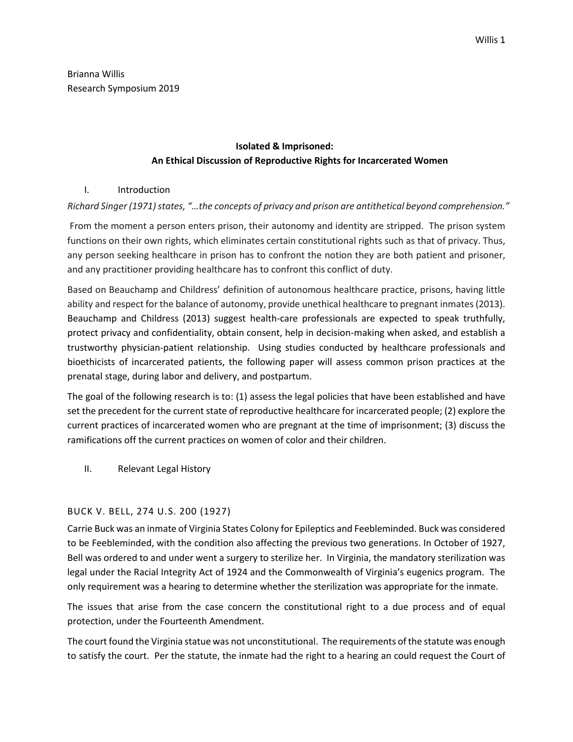Brianna Willis
Research Symposium 2019

**Isolated & Imprisoned:**
**An Ethical Discussion of Reproductive Rights for Incarcerated Women**

## I. Introduction

*Richard Singer (1971) states, "…the concepts of privacy and prison are antithetical beyond comprehension."*

From the moment a person enters prison, their autonomy and identity are stripped. The prison system functions on their own rights, which eliminates certain constitutional rights such as that of privacy. Thus, any person seeking healthcare in prison has to confront the notion they are both patient and prisoner, and any practitioner providing healthcare has to confront this conflict of duty.

Based on Beauchamp and Childress' definition of autonomous healthcare practice, prisons, having little ability and respect for the balance of autonomy, provide unethical healthcare to pregnant inmates (2013). Beauchamp and Childress (2013) suggest health-care professionals are expected to speak truthfully, protect privacy and confidentiality, obtain consent, help in decision-making when asked, and establish a trustworthy physician-patient relationship. Using studies conducted by healthcare professionals and bioethicists of incarcerated patients, the following paper will assess common prison practices at the prenatal stage, during labor and delivery, and postpartum.

The goal of the following research is to: (1) assess the legal policies that have been established and have set the precedent for the current state of reproductive healthcare for incarcerated people; (2) explore the current practices of incarcerated women who are pregnant at the time of imprisonment; (3) discuss the ramifications off the current practices on women of color and their children.

## II. Relevant Legal History

### BUCK V. BELL, 274 U.S. 200 (1927)

Carrie Buck was an inmate of Virginia States Colony for Epileptics and Feebleminded. Buck was considered to be Feebleminded, with the condition also affecting the previous two generations. In October of 1927, Bell was ordered to and under went a surgery to sterilize her. In Virginia, the mandatory sterilization was legal under the Racial Integrity Act of 1924 and the Commonwealth of Virginia's eugenics program. The only requirement was a hearing to determine whether the sterilization was appropriate for the inmate.

The issues that arise from the case concern the constitutional right to a due process and of equal protection, under the Fourteenth Amendment.

The court found the Virginia statue was not unconstitutional. The requirements of the statute was enough to satisfy the court. Per the statute, the inmate had the right to a hearing an could request the Court of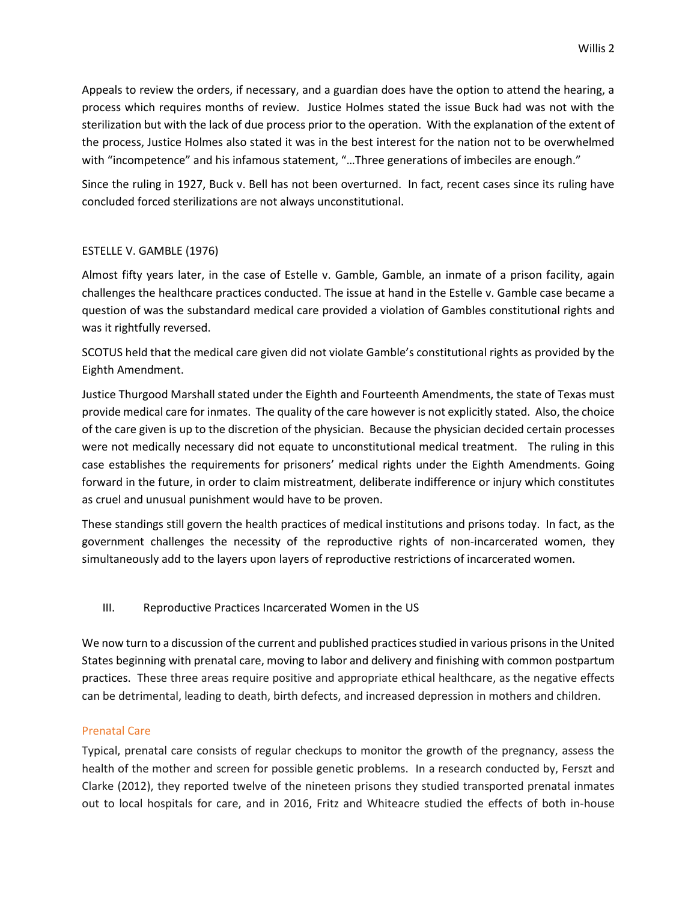Appeals to review the orders, if necessary, and a guardian does have the option to attend the hearing, a process which requires months of review. Justice Holmes stated the issue Buck had was not with the sterilization but with the lack of due process prior to the operation. With the explanation of the extent of the process, Justice Holmes also stated it was in the best interest for the nation not to be overwhelmed with "incompetence" and his infamous statement, "…Three generations of imbeciles are enough."

Since the ruling in 1927, Buck v. Bell has not been overturned. In fact, recent cases since its ruling have concluded forced sterilizations are not always unconstitutional.

ESTELLE V. GAMBLE (1976)

Almost fifty years later, in the case of Estelle v. Gamble, Gamble, an inmate of a prison facility, again challenges the healthcare practices conducted. The issue at hand in the Estelle v. Gamble case became a question of was the substandard medical care provided a violation of Gambles constitutional rights and was it rightfully reversed.

SCOTUS held that the medical care given did not violate Gamble's constitutional rights as provided by the Eighth Amendment.

Justice Thurgood Marshall stated under the Eighth and Fourteenth Amendments, the state of Texas must provide medical care for inmates. The quality of the care however is not explicitly stated. Also, the choice of the care given is up to the discretion of the physician. Because the physician decided certain processes were not medically necessary did not equate to unconstitutional medical treatment. The ruling in this case establishes the requirements for prisoners' medical rights under the Eighth Amendments. Going forward in the future, in order to claim mistreatment, deliberate indifference or injury which constitutes as cruel and unusual punishment would have to be proven.

These standings still govern the health practices of medical institutions and prisons today. In fact, as the government challenges the necessity of the reproductive rights of non-incarcerated women, they simultaneously add to the layers upon layers of reproductive restrictions of incarcerated women.

## III. Reproductive Practices Incarcerated Women in the US

We now turn to a discussion of the current and published practices studied in various prisons in the United States beginning with prenatal care, moving to labor and delivery and finishing with common postpartum practices. These three areas require positive and appropriate ethical healthcare, as the negative effects can be detrimental, leading to death, birth defects, and increased depression in mothers and children.

### Prenatal Care

Typical, prenatal care consists of regular checkups to monitor the growth of the pregnancy, assess the health of the mother and screen for possible genetic problems. In a research conducted by, Ferszt and Clarke (2012), they reported twelve of the nineteen prisons they studied transported prenatal inmates out to local hospitals for care, and in 2016, Fritz and Whiteacre studied the effects of both in-house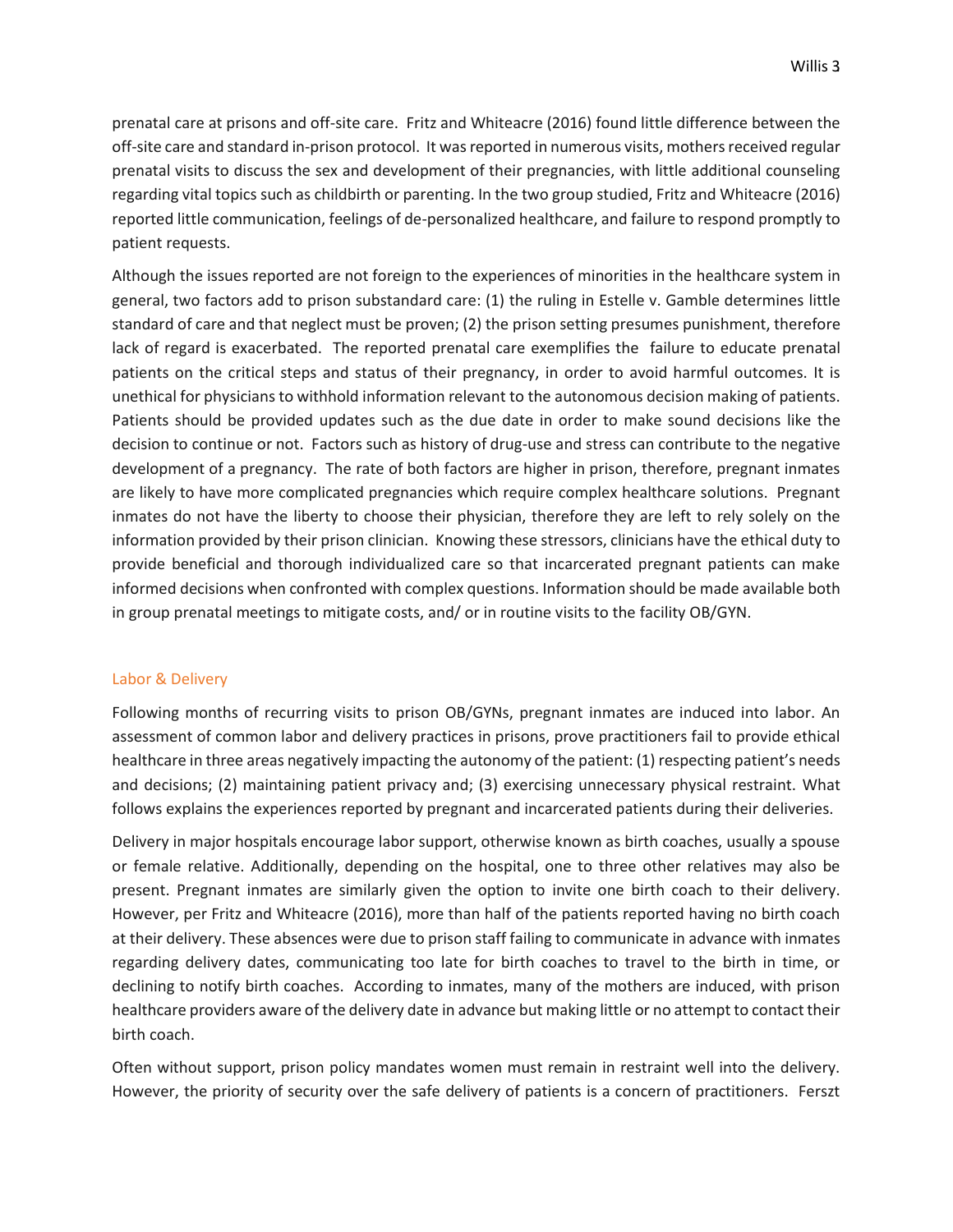prenatal care at prisons and off-site care. Fritz and Whiteacre (2016) found little difference between the off-site care and standard in-prison protocol. It was reported in numerous visits, mothers received regular prenatal visits to discuss the sex and development of their pregnancies, with little additional counseling regarding vital topics such as childbirth or parenting. In the two group studied, Fritz and Whiteacre (2016) reported little communication, feelings of de-personalized healthcare, and failure to respond promptly to patient requests.

Although the issues reported are not foreign to the experiences of minorities in the healthcare system in general, two factors add to prison substandard care: (1) the ruling in Estelle v. Gamble determines little standard of care and that neglect must be proven; (2) the prison setting presumes punishment, therefore lack of regard is exacerbated. The reported prenatal care exemplifies the failure to educate prenatal patients on the critical steps and status of their pregnancy, in order to avoid harmful outcomes. It is unethical for physicians to withhold information relevant to the autonomous decision making of patients. Patients should be provided updates such as the due date in order to make sound decisions like the decision to continue or not. Factors such as history of drug-use and stress can contribute to the negative development of a pregnancy. The rate of both factors are higher in prison, therefore, pregnant inmates are likely to have more complicated pregnancies which require complex healthcare solutions. Pregnant inmates do not have the liberty to choose their physician, therefore they are left to rely solely on the information provided by their prison clinician. Knowing these stressors, clinicians have the ethical duty to provide beneficial and thorough individualized care so that incarcerated pregnant patients can make informed decisions when confronted with complex questions. Information should be made available both in group prenatal meetings to mitigate costs, and/ or in routine visits to the facility OB/GYN.

## Labor & Delivery

Following months of recurring visits to prison OB/GYNs, pregnant inmates are induced into labor. An assessment of common labor and delivery practices in prisons, prove practitioners fail to provide ethical healthcare in three areas negatively impacting the autonomy of the patient: (1) respecting patient's needs and decisions; (2) maintaining patient privacy and; (3) exercising unnecessary physical restraint. What follows explains the experiences reported by pregnant and incarcerated patients during their deliveries.

Delivery in major hospitals encourage labor support, otherwise known as birth coaches, usually a spouse or female relative. Additionally, depending on the hospital, one to three other relatives may also be present. Pregnant inmates are similarly given the option to invite one birth coach to their delivery. However, per Fritz and Whiteacre (2016), more than half of the patients reported having no birth coach at their delivery. These absences were due to prison staff failing to communicate in advance with inmates regarding delivery dates, communicating too late for birth coaches to travel to the birth in time, or declining to notify birth coaches. According to inmates, many of the mothers are induced, with prison healthcare providers aware of the delivery date in advance but making little or no attempt to contact their birth coach.

Often without support, prison policy mandates women must remain in restraint well into the delivery. However, the priority of security over the safe delivery of patients is a concern of practitioners. Ferszt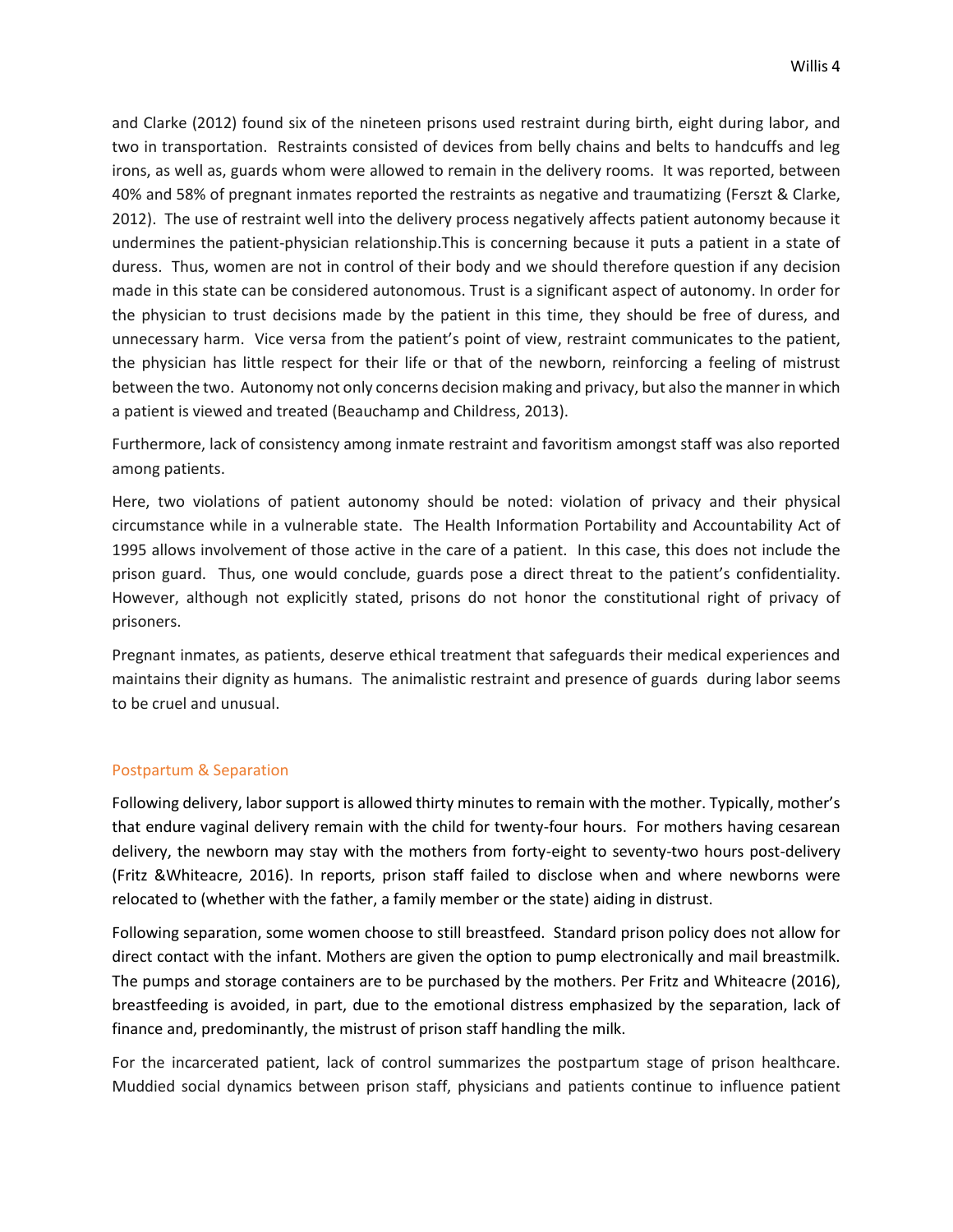and Clarke (2012) found six of the nineteen prisons used restraint during birth, eight during labor, and two in transportation. Restraints consisted of devices from belly chains and belts to handcuffs and leg irons, as well as, guards whom were allowed to remain in the delivery rooms. It was reported, between 40% and 58% of pregnant inmates reported the restraints as negative and traumatizing (Ferszt & Clarke, 2012). The use of restraint well into the delivery process negatively affects patient autonomy because it undermines the patient-physician relationship.This is concerning because it puts a patient in a state of duress. Thus, women are not in control of their body and we should therefore question if any decision made in this state can be considered autonomous. Trust is a significant aspect of autonomy. In order for the physician to trust decisions made by the patient in this time, they should be free of duress, and unnecessary harm. Vice versa from the patient's point of view, restraint communicates to the patient, the physician has little respect for their life or that of the newborn, reinforcing a feeling of mistrust between the two. Autonomy not only concerns decision making and privacy, but also the manner in which a patient is viewed and treated (Beauchamp and Childress, 2013).

Furthermore, lack of consistency among inmate restraint and favoritism amongst staff was also reported among patients.

Here, two violations of patient autonomy should be noted: violation of privacy and their physical circumstance while in a vulnerable state. The Health Information Portability and Accountability Act of 1995 allows involvement of those active in the care of a patient. In this case, this does not include the prison guard. Thus, one would conclude, guards pose a direct threat to the patient's confidentiality. However, although not explicitly stated, prisons do not honor the constitutional right of privacy of prisoners.

Pregnant inmates, as patients, deserve ethical treatment that safeguards their medical experiences and maintains their dignity as humans. The animalistic restraint and presence of guards during labor seems to be cruel and unusual.

## Postpartum & Separation

Following delivery, labor support is allowed thirty minutes to remain with the mother. Typically, mother's that endure vaginal delivery remain with the child for twenty-four hours. For mothers having cesarean delivery, the newborn may stay with the mothers from forty-eight to seventy-two hours post-delivery (Fritz &Whiteacre, 2016). In reports, prison staff failed to disclose when and where newborns were relocated to (whether with the father, a family member or the state) aiding in distrust.

Following separation, some women choose to still breastfeed. Standard prison policy does not allow for direct contact with the infant. Mothers are given the option to pump electronically and mail breastmilk. The pumps and storage containers are to be purchased by the mothers. Per Fritz and Whiteacre (2016), breastfeeding is avoided, in part, due to the emotional distress emphasized by the separation, lack of finance and, predominantly, the mistrust of prison staff handling the milk.

For the incarcerated patient, lack of control summarizes the postpartum stage of prison healthcare. Muddied social dynamics between prison staff, physicians and patients continue to influence patient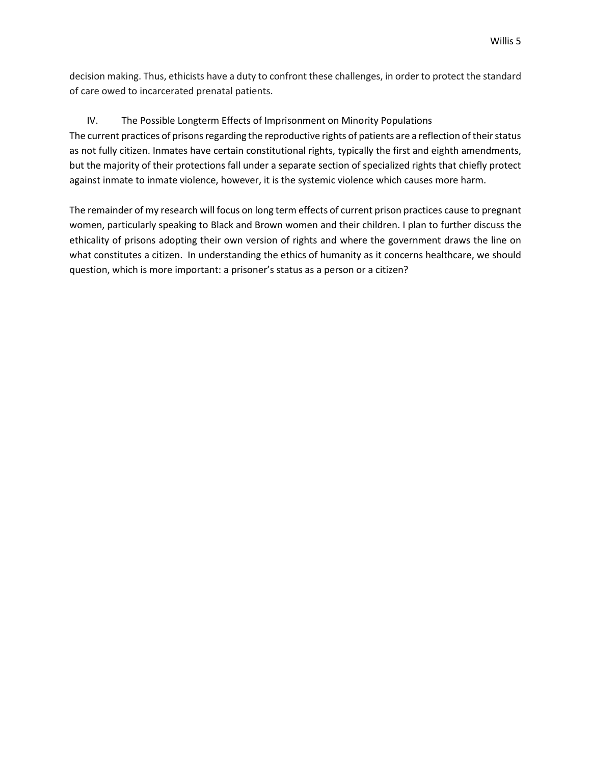decision making. Thus, ethicists have a duty to confront these challenges, in order to protect the standard of care owed to incarcerated prenatal patients.

## IV. The Possible Longterm Effects of Imprisonment on Minority Populations

The current practices of prisons regarding the reproductive rights of patients are a reflection of their status as not fully citizen. Inmates have certain constitutional rights, typically the first and eighth amendments, but the majority of their protections fall under a separate section of specialized rights that chiefly protect against inmate to inmate violence, however, it is the systemic violence which causes more harm.

The remainder of my research will focus on long term effects of current prison practices cause to pregnant women, particularly speaking to Black and Brown women and their children. I plan to further discuss the ethicality of prisons adopting their own version of rights and where the government draws the line on what constitutes a citizen. In understanding the ethics of humanity as it concerns healthcare, we should question, which is more important: a prisoner's status as a person or a citizen?